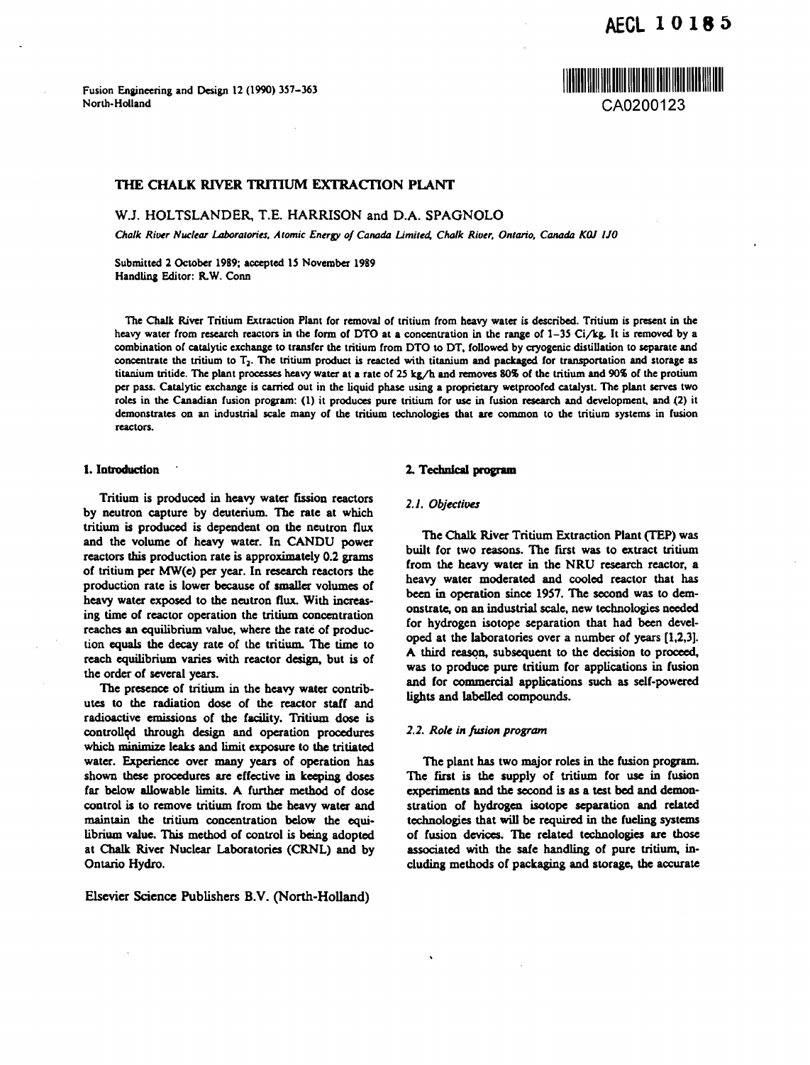AECL 10185

Fusion Engineering and Design 12 (1990) 357–363
North-Holland

CA0200123

# THE CHALK RIVER TRITIUM EXTRACTION PLANT

W.J. HOLTSLANDER, T.E. HARRISON and D.A. SPAGNOLO

*Chalk River Nuclear Laboratories, Atomic Energy of Canada Limited, Chalk River, Ontario, Canada K0J 1J0*

Submitted 2 October 1989; accepted 15 November 1989
Handling Editor: R.W. Conn

The Chalk River Tritium Extraction Plant for removal of tritium from heavy water is described. Tritium is present in the heavy water from research reactors in the form of DTO at a concentration in the range of 1–35 Ci/kg. It is removed by a combination of catalytic exchange to transfer the tritium from DTO to DT, followed by cryogenic distillation to separate and concentrate the tritium to $T_2$. The tritium product is reacted with titanium and packaged for transportation and storage as titanium tritide. The plant processes heavy water at a rate of 25 kg/h and removes 80% of the tritium and 90% of the protium per pass. Catalytic exchange is carried out in the liquid phase using a proprietary wetproofed catalyst. The plant serves two roles in the Canadian fusion program: (1) it produces pure tritium for use in fusion research and development, and (2) it demonstrates on an industrial scale many of the tritium technologies that are common to the tritium systems in fusion reactors.

## 1. Introduction

Tritium is produced in heavy water fission reactors by neutron capture by deuterium. The rate at which tritium is produced is dependent on the neutron flux and the volume of heavy water. In CANDU power reactors this production rate is approximately 0.2 grams of tritium per MW(e) per year. In research reactors the production rate is lower because of smaller volumes of heavy water exposed to the neutron flux. With increasing time of reactor operation the tritium concentration reaches an equilibrium value, where the rate of production equals the decay rate of the tritium. The time to reach equilibrium varies with reactor design, but is of the order of several years.

The presence of tritium in the heavy water contributes to the radiation dose of the reactor staff and radioactive emissions of the facility. Tritium dose is controlled through design and operation procedures which minimize leaks and limit exposure to the tritiated water. Experience over many years of operation has shown these procedures are effective in keeping doses far below allowable limits. A further method of dose control is to remove tritium from the heavy water and maintain the tritium concentration below the equilibrium value. This method of control is being adopted at Chalk River Nuclear Laboratories (CRNL) and by Ontario Hydro.

## 2. Technical program

### 2.1. Objectives

The Chalk River Tritium Extraction Plant (TEP) was built for two reasons. The first was to extract tritium from the heavy water in the NRU research reactor, a heavy water moderated and cooled reactor that has been in operation since 1957. The second was to demonstrate, on an industrial scale, new technologies needed for hydrogen isotope separation that had been developed at the laboratories over a number of years [1,2,3]. A third reason, subsequent to the decision to proceed, was to produce pure tritium for applications in fusion and for commercial applications such as self-powered lights and labelled compounds.

### 2.2. Role in fusion program

The plant has two major roles in the fusion program. The first is the supply of tritium for use in fusion experiments and the second is as a test bed and demonstration of hydrogen isotope separation and related technologies that will be required in the fueling systems of fusion devices. The related technologies are those associated with the safe handling of pure tritium, including methods of packaging and storage, the accurate

Elsevier Science Publishers B.V. (North-Holland)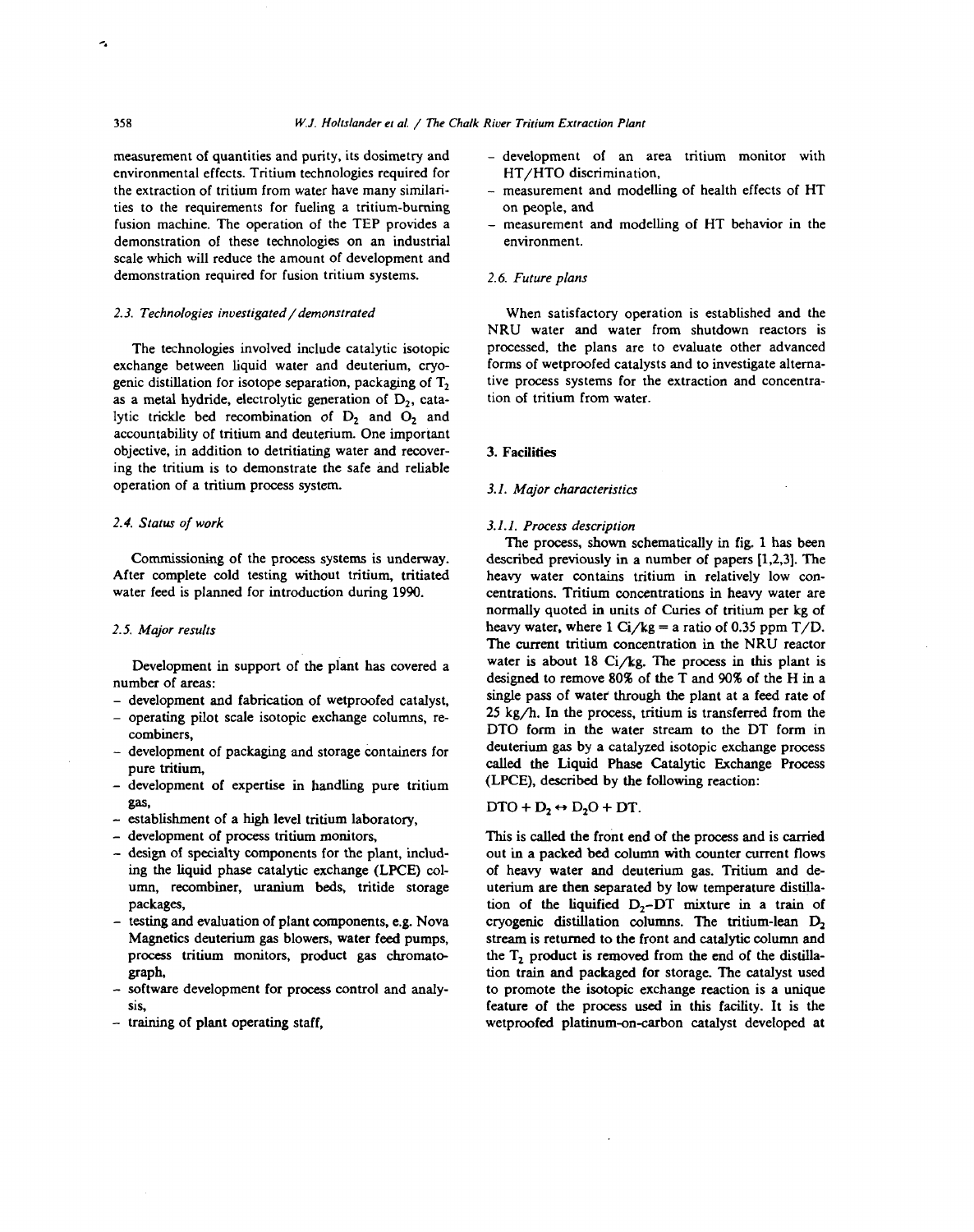measurement of quantities and purity, its dosimetry and environmental effects. Tritium technologies required for the extraction of tritium from water have many similarities to the requirements for fueling a tritium-burning fusion machine. The operation of the TEP provides a demonstration of these technologies on an industrial scale which will reduce the amount of development and demonstration required for fusion tritium systems.

### *2.3. Technologies investigated / demonstrated*

The technologies involved include catalytic isotopic exchange between liquid water and deuterium, cryogenic distillation for isotope separation, packaging of $T_2$ as a metal hydride, electrolytic generation of $D_2$, catalytic trickle bed recombination of $D_2$ and $O_2$ and accountability of tritium and deuterium. One important objective, in addition to detritiating water and recovering the tritium is to demonstrate the safe and reliable operation of a tritium process system.

### *2.4. Status of work*

Commissioning of the process systems is underway. After complete cold testing without tritium, tritiated water feed is planned for introduction during 1990.

### *2.5. Major results*

Development in support of the plant has covered a number of areas:

- development and fabrication of wetproofed catalyst,
- operating pilot scale isotopic exchange columns, recombiners,
- development of packaging and storage containers for pure tritium,
- development of expertise in handling pure tritium gas,
- establishment of a high level tritium laboratory,
- development of process tritium monitors,
- design of specialty components for the plant, including the liquid phase catalytic exchange (LPCE) column, recombiner, uranium beds, tritide storage packages,
- testing and evaluation of plant components, e.g. Nova Magnetics deuterium gas blowers, water feed pumps, process tritium monitors, product gas chromatograph,
- software development for process control and analysis,
- training of plant operating staff,
- development of an area tritium monitor with HT/HTO discrimination,
- measurement and modelling of health effects of HT on people, and
- measurement and modelling of HT behavior in the environment.

### *2.6. Future plans*

When satisfactory operation is established and the NRU water and water from shutdown reactors is processed, the plans are to evaluate other advanced forms of wetproofed catalysts and to investigate alternative process systems for the extraction and concentration of tritium from water.

## 3. Facilities

### *3.1. Major characteristics*

#### *3.1.1. Process description*

The process, shown schematically in fig. 1 has been described previously in a number of papers [1,2,3]. The heavy water contains tritium in relatively low concentrations. Tritium concentrations in heavy water are normally quoted in units of Curies of tritium per kg of heavy water, where 1 Ci/kg = a ratio of 0.35 ppm T/D. The current tritium concentration in the NRU reactor water is about 18 Ci/kg. The process in this plant is designed to remove 80% of the T and 90% of the H in a single pass of water through the plant at a feed rate of 25 kg/h. In the process, tritium is transferred from the DTO form in the water stream to the DT form in deuterium gas by a catalyzed isotopic exchange process called the Liquid Phase Catalytic Exchange Process (LPCE), described by the following reaction:

$$DTO + D_2 \leftrightarrow D_2O + DT.$$

This is called the front end of the process and is carried out in a packed bed column with counter current flows of heavy water and deuterium gas. Tritium and deuterium are then separated by low temperature distillation of the liquified $D_2$–DT mixture in a train of cryogenic distillation columns. The tritium-lean $D_2$ stream is returned to the front and catalytic column and the $T_2$ product is removed from the end of the distillation train and packaged for storage. The catalyst used to promote the isotopic exchange reaction is a unique feature of the process used in this facility. It is the wetproofed platinum-on-carbon catalyst developed at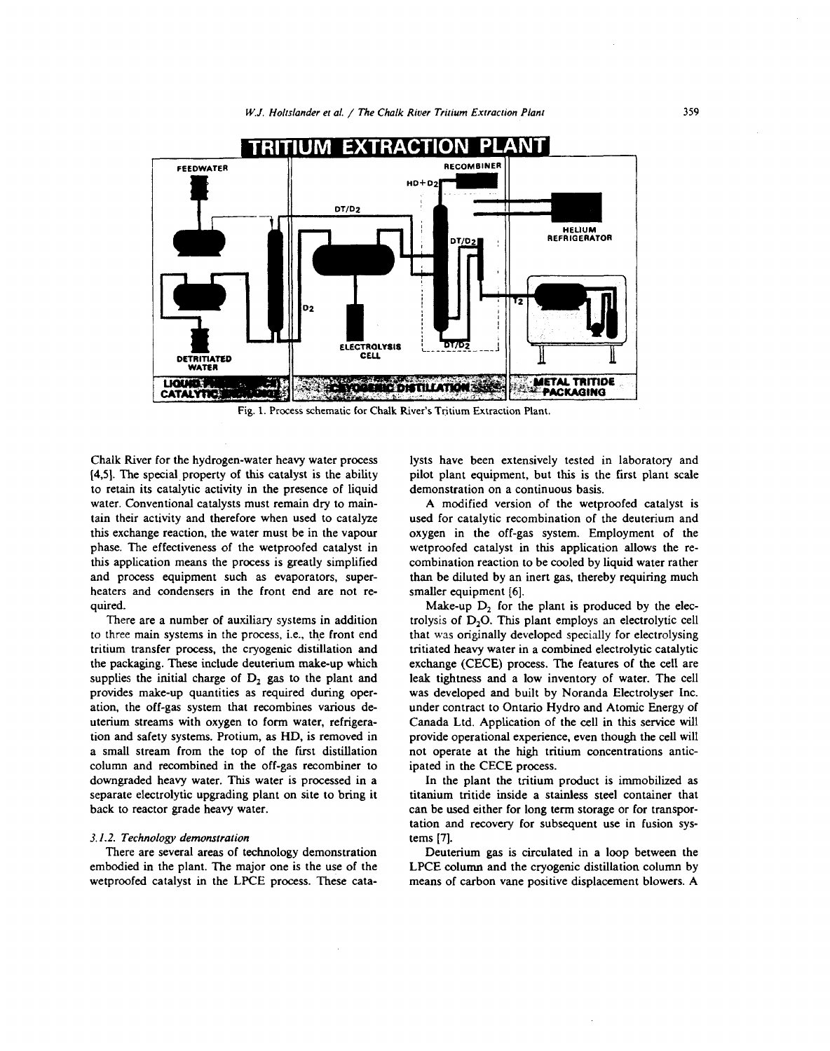Fig. 1. Process schematic for Chalk River's Tritium Extraction Plant.

Chalk River for the hydrogen-water heavy water process [4,5]. The special property of this catalyst is the ability to retain its catalytic activity in the presence of liquid water. Conventional catalysts must remain dry to maintain their activity and therefore when used to catalyze this exchange reaction, the water must be in the vapour phase. The effectiveness of the wetproofed catalyst in this application means the process is greatly simplified and process equipment such as evaporators, superheaters and condensers in the front end are not required.

There are a number of auxiliary systems in addition to three main systems in the process, i.e., the front end tritium transfer process, the cryogenic distillation and the packaging. These include deuterium make-up which supplies the initial charge of $D_2$ gas to the plant and provides make-up quantities as required during operation, the off-gas system that recombines various deuterium streams with oxygen to form water, refrigeration and safety systems. Protium, as HD, is removed in a small stream from the top of the first distillation column and recombined in the off-gas recombiner to downgraded heavy water. This water is processed in a separate electrolytic upgrading plant on site to bring it back to reactor grade heavy water.

### 3.1.2. Technology demonstration

There are several areas of technology demonstration embodied in the plant. The major one is the use of the wetproofed catalyst in the LPCE process. These catalysts have been extensively tested in laboratory and pilot plant equipment, but this is the first plant scale demonstration on a continuous basis.

A modified version of the wetproofed catalyst is used for catalytic recombination of the deuterium and oxygen in the off-gas system. Employment of the wetproofed catalyst in this application allows the recombination reaction to be cooled by liquid water rather than be diluted by an inert gas, thereby requiring much smaller equipment [6].

Make-up $D_2$ for the plant is produced by the electrolysis of $D_2O$. This plant employs an electrolytic cell that was originally developed specially for electrolysing tritiated heavy water in a combined electrolytic catalytic exchange (CECE) process. The features of the cell are leak tightness and a low inventory of water. The cell was developed and built by Noranda Electrolyser Inc. under contract to Ontario Hydro and Atomic Energy of Canada Ltd. Application of the cell in this service will provide operational experience, even though the cell will not operate at the high tritium concentrations anticipated in the CECE process.

In the plant the tritium product is immobilized as titanium tritide inside a stainless steel container that can be used either for long term storage or for transportation and recovery for subsequent use in fusion systems [7].

Deuterium gas is circulated in a loop between the LPCE column and the cryogenic distillation column by means of carbon vane positive displacement blowers. A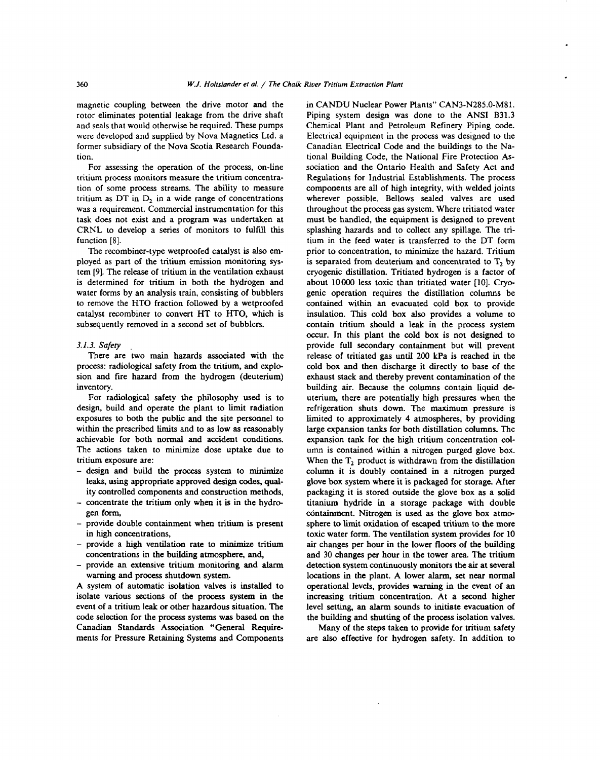magnetic coupling between the drive motor and the rotor eliminates potential leakage from the drive shaft and seals that would otherwise be required. These pumps were developed and supplied by Nova Magnetics Ltd. a former subsidiary of the Nova Scotia Research Foundation.

For assessing the operation of the process, on-line tritium process monitors measure the tritium concentration of some process streams. The ability to measure tritium as DT in $D_2$ in a wide range of concentrations was a requirement. Commercial instrumentation for this task does not exist and a program was undertaken at CRNL to develop a series of monitors to fulfill this function [8].

The recombiner-type wetproofed catalyst is also employed as part of the tritium emission monitoring system [9]. The release of tritium in the ventilation exhaust is determined for tritium in both the hydrogen and water forms by an analysis train, consisting of bubblers to remove the HTO fraction followed by a wetproofed catalyst recombiner to convert HT to HTO, which is subsequently removed in a second set of bubblers.

### 3.1.3. Safety

There are two main hazards associated with the process: radiological safety from the tritium, and explosion and fire hazard from the hydrogen (deuterium) inventory.

For radiological safety the philosophy used is to design, build and operate the plant to limit radiation exposures to both the public and the site personnel to within the prescribed limits and to as low as reasonably achievable for both normal and accident conditions. The actions taken to minimize dose uptake due to tritium exposure are:

- design and build the process system to minimize leaks, using appropriate approved design codes, quality controlled components and construction methods,
- concentrate the tritium only when it is in the hydrogen form,
- provide double containment when tritium is present in high concentrations,
- provide a high ventilation rate to minimize tritium concentrations in the building atmosphere, and,
- provide an extensive tritium monitoring and alarm warning and process shutdown system.

A system of automatic isolation valves is installed to isolate various sections of the process system in the event of a tritium leak or other hazardous situation. The code selection for the process systems was based on the Canadian Standards Association "General Requirements for Pressure Retaining Systems and Components in CANDU Nuclear Power Plants" CAN3-N285.0-M81. Piping system design was done to the ANSI B31.3 Chemical Plant and Petroleum Refinery Piping code. Electrical equipment in the process was designed to the Canadian Electrical Code and the buildings to the National Building Code, the National Fire Protection Association and the Ontario Health and Safety Act and Regulations for Industrial Establishments. The process components are all of high integrity, with welded joints wherever possible. Bellows sealed valves are used throughout the process gas system. Where tritiated water must be handled, the equipment is designed to prevent splashing hazards and to collect any spillage. The tritium in the feed water is transferred to the DT form prior to concentration, to minimize the hazard. Tritium is separated from deuterium and concentrated to $T_2$ by cryogenic distillation. Tritiated hydrogen is a factor of about 10000 less toxic than tritiated water [10]. Cryogenic operation requires the distillation columns be contained within an evacuated cold box to provide insulation. This cold box also provides a volume to contain tritium should a leak in the process system occur. In this plant the cold box is not designed to provide full secondary containment but will prevent release of tritiated gas until 200 kPa is reached in the cold box and then discharge it directly to base of the exhaust stack and thereby prevent contamination of the building air. Because the columns contain liquid deuterium, there are potentially high pressures when the refrigeration shuts down. The maximum pressure is limited to approximately 4 atmospheres, by providing large expansion tanks for both distillation columns. The expansion tank for the high tritium concentration column is contained within a nitrogen purged glove box. When the $T_2$ product is withdrawn from the distillation column it is doubly contained in a nitrogen purged glove box system where it is packaged for storage. After packaging it is stored outside the glove box as a solid titanium hydride in a storage package with double containment. Nitrogen is used as the glove box atmosphere to limit oxidation of escaped tritium to the more toxic water form. The ventilation system provides for 10 air changes per hour in the lower floors of the building and 30 changes per hour in the tower area. The tritium detection system continuously monitors the air at several locations in the plant. A lower alarm, set near normal operational levels, provides warning in the event of an increasing tritium concentration. At a second higher level setting, an alarm sounds to initiate evacuation of the building and shutting of the process isolation valves.

Many of the steps taken to provide for tritium safety are also effective for hydrogen safety. In addition to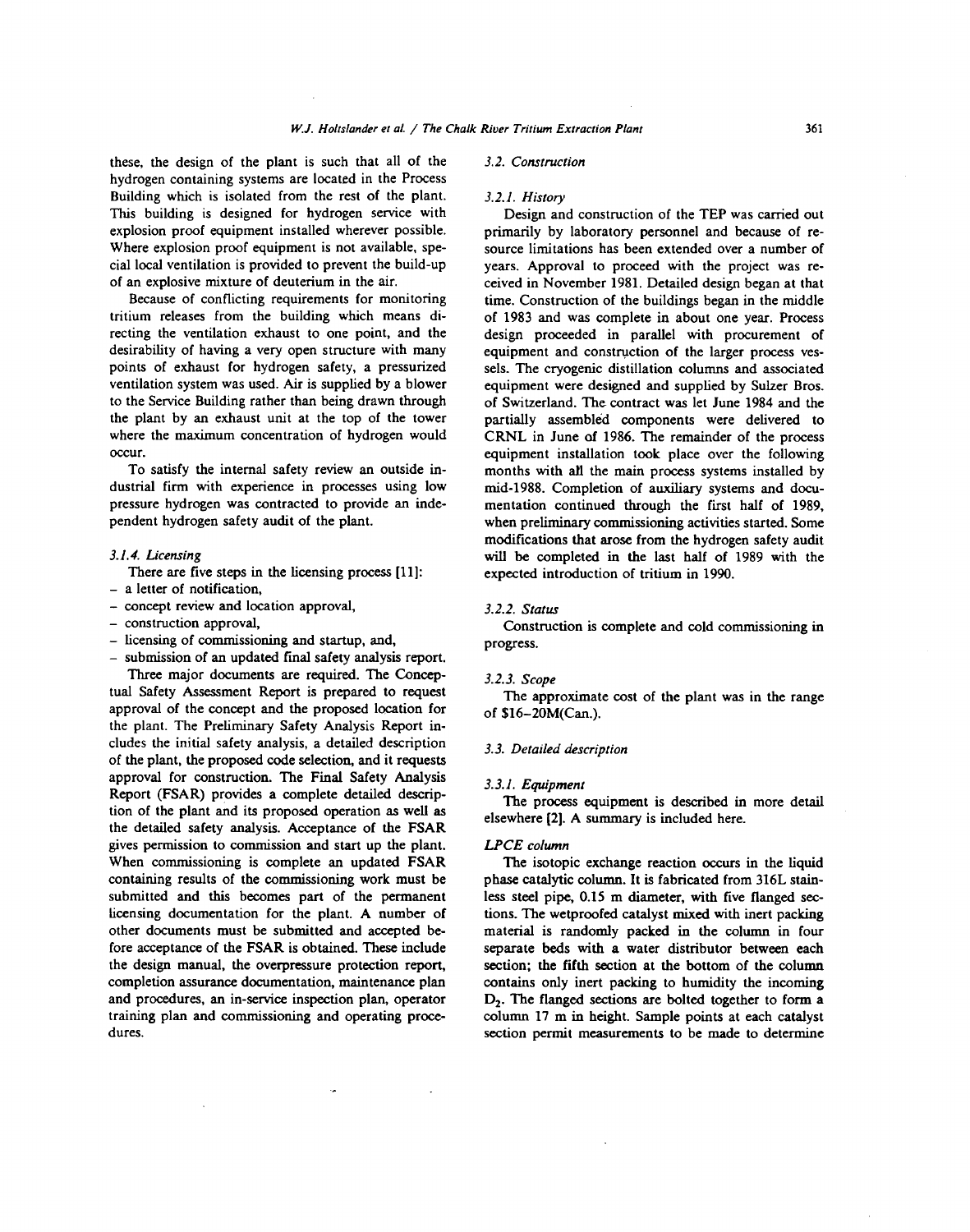these, the design of the plant is such that all of the hydrogen containing systems are located in the Process Building which is isolated from the rest of the plant. This building is designed for hydrogen service with explosion proof equipment installed wherever possible. Where explosion proof equipment is not available, special local ventilation is provided to prevent the build-up of an explosive mixture of deuterium in the air.

Because of conflicting requirements for monitoring tritium releases from the building which means directing the ventilation exhaust to one point, and the desirability of having a very open structure with many points of exhaust for hydrogen safety, a pressurized ventilation system was used. Air is supplied by a blower to the Service Building rather than being drawn through the plant by an exhaust unit at the top of the tower where the maximum concentration of hydrogen would occur.

To satisfy the internal safety review an outside industrial firm with experience in processes using low pressure hydrogen was contracted to provide an independent hydrogen safety audit of the plant.

#### *3.1.4. Licensing*

There are five steps in the licensing process [11]:

- a letter of notification,
- concept review and location approval,
- construction approval,
- licensing of commissioning and startup, and,
- submission of an updated final safety analysis report.

Three major documents are required. The Conceptual Safety Assessment Report is prepared to request approval of the concept and the proposed location for the plant. The Preliminary Safety Analysis Report includes the initial safety analysis, a detailed description of the plant, the proposed code selection, and it requests approval for construction. The Final Safety Analysis Report (FSAR) provides a complete detailed description of the plant and its proposed operation as well as the detailed safety analysis. Acceptance of the FSAR gives permission to commission and start up the plant. When commissioning is complete an updated FSAR containing results of the commissioning work must be submitted and this becomes part of the permanent licensing documentation for the plant. A number of other documents must be submitted and accepted before acceptance of the FSAR is obtained. These include the design manual, the overpressure protection report, completion assurance documentation, maintenance plan and procedures, an in-service inspection plan, operator training plan and commissioning and operating procedures.

### *3.2. Construction*

#### *3.2.1. History*

Design and construction of the TEP was carried out primarily by laboratory personnel and because of resource limitations has been extended over a number of years. Approval to proceed with the project was received in November 1981. Detailed design began at that time. Construction of the buildings began in the middle of 1983 and was complete in about one year. Process design proceeded in parallel with procurement of equipment and construction of the larger process vessels. The cryogenic distillation columns and associated equipment were designed and supplied by Sulzer Bros. of Switzerland. The contract was let June 1984 and the partially assembled components were delivered to CRNL in June of 1986. The remainder of the process equipment installation took place over the following months with all the main process systems installed by mid-1988. Completion of auxiliary systems and documentation continued through the first half of 1989, when preliminary commissioning activities started. Some modifications that arose from the hydrogen safety audit will be completed in the last half of 1989 with the expected introduction of tritium in 1990.

#### *3.2.2. Status*

Construction is complete and cold commissioning in progress.

#### *3.2.3. Scope*

The approximate cost of the plant was in the range of \$16–20M(Can.).

### *3.3. Detailed description*

#### *3.3.1. Equipment*

The process equipment is described in more detail elsewhere [2]. A summary is included here.

*LPCE column*

The isotopic exchange reaction occurs in the liquid phase catalytic column. It is fabricated from 316L stainless steel pipe, 0.15 m diameter, with five flanged sections. The wetproofed catalyst mixed with inert packing material is randomly packed in the column in four separate beds with a water distributor between each section; the fifth section at the bottom of the column contains only inert packing to humidity the incoming $D_2$. The flanged sections are bolted together to form a column 17 m in height. Sample points at each catalyst section permit measurements to be made to determine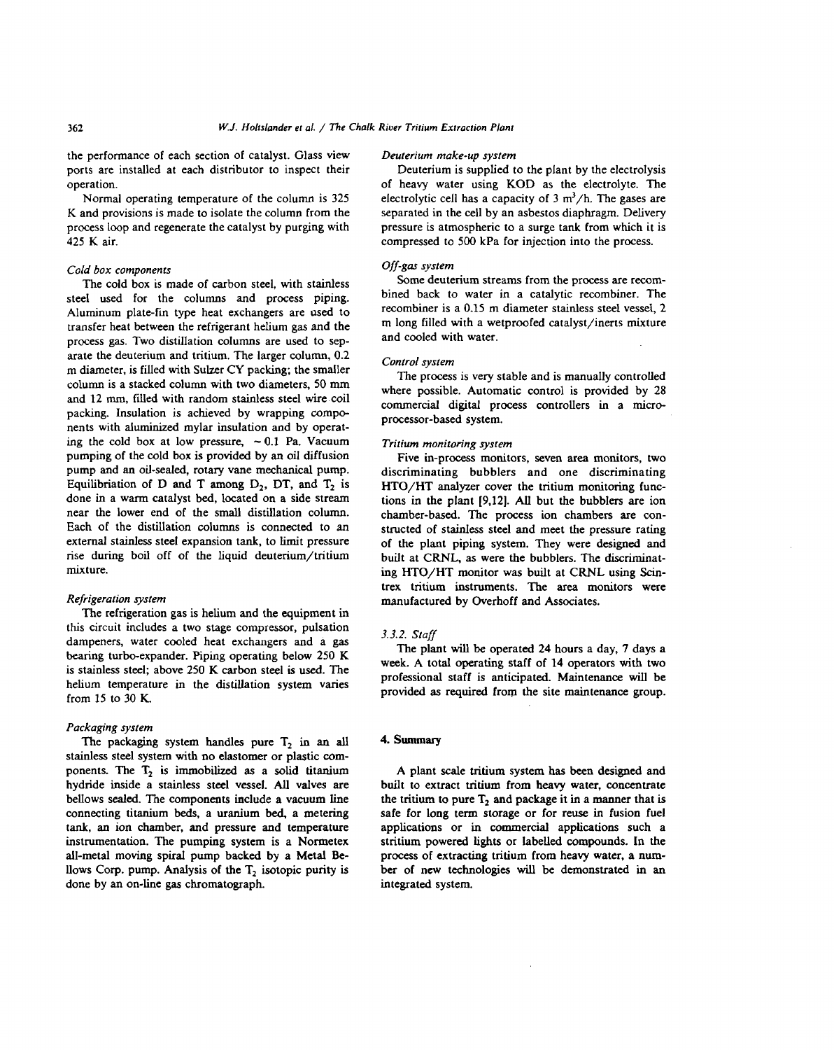the performance of each section of catalyst. Glass view ports are installed at each distributor to inspect their operation.

Normal operating temperature of the column is 325 K and provisions is made to isolate the column from the process loop and regenerate the catalyst by purging with 425 K air.

*Cold box components*

The cold box is made of carbon steel, with stainless steel used for the columns and process piping. Aluminum plate-fin type heat exchangers are used to transfer heat between the refrigerant helium gas and the process gas. Two distillation columns are used to separate the deuterium and tritium. The larger column, 0.2 m diameter, is filled with Sulzer CY packing; the smaller column is a stacked column with two diameters, 50 mm and 12 mm, filled with random stainless steel wire coil packing. Insulation is achieved by wrapping components with aluminized mylar insulation and by operating the cold box at low pressure, ~ 0.1 Pa. Vacuum pumping of the cold box is provided by an oil diffusion pump and an oil-sealed, rotary vane mechanical pump. Equilibriation of D and T among $D_2$, DT, and $T_2$ is done in a warm catalyst bed, located on a side stream near the lower end of the small distillation column. Each of the distillation columns is connected to an external stainless steel expansion tank, to limit pressure rise during boil off of the liquid deuterium/tritium mixture.

*Refrigeration system*

The refrigeration gas is helium and the equipment in this circuit includes a two stage compressor, pulsation dampeners, water cooled heat exchangers and a gas bearing turbo-expander. Piping operating below 250 K is stainless steel; above 250 K carbon steel is used. The helium temperature in the distillation system varies from 15 to 30 K.

*Packaging system*

The packaging system handles pure $T_2$ in an all stainless steel system with no elastomer or plastic components. The $T_2$ is immobilized as a solid titanium hydride inside a stainless steel vessel. All valves are bellows sealed. The components include a vacuum line connecting titanium beds, a uranium bed, a metering tank, an ion chamber, and pressure and temperature instrumentation. The pumping system is a Normetex all-metal moving spiral pump backed by a Metal Bellows Corp. pump. Analysis of the $T_2$ isotopic purity is done by an on-line gas chromatograph.

*Deuterium make-up system*

Deuterium is supplied to the plant by the electrolysis of heavy water using KOD as the electrolyte. The electrolytic cell has a capacity of 3 $m^3$/h. The gases are separated in the cell by an asbestos diaphragm. Delivery pressure is atmospheric to a surge tank from which it is compressed to 500 kPa for injection into the process.

*Off-gas system*

Some deuterium streams from the process are recombined back to water in a catalytic recombiner. The recombiner is a 0.15 m diameter stainless steel vessel, 2 m long filled with a wetproofed catalyst/inerts mixture and cooled with water.

*Control system*

The process is very stable and is manually controlled where possible. Automatic control is provided by 28 commercial digital process controllers in a microprocessor-based system.

*Tritium monitoring system*

Five in-process monitors, seven area monitors, two discriminating bubblers and one discriminating HTO/HT analyzer cover the tritium monitoring functions in the plant [9,12]. All but the bubblers are ion chamber-based. The process ion chambers are constructed of stainless steel and meet the pressure rating of the plant piping system. They were designed and built at CRNL, as were the bubblers. The discriminating HTO/HT monitor was built at CRNL using Scintrex tritium instruments. The area monitors were manufactured by Overhoff and Associates.

### 3.3.2. Staff

The plant will be operated 24 hours a day, 7 days a week. A total operating staff of 14 operators with two professional staff is anticipated. Maintenance will be provided as required from the site maintenance group.

## 4. Summary

A plant scale tritium system has been designed and built to extract tritium from heavy water, concentrate the tritium to pure $T_2$ and package it in a manner that is safe for long term storage or for reuse in fusion fuel applications or in commercial applications such a stritium powered lights or labelled compounds. In the process of extracting tritium from heavy water, a number of new technologies will be demonstrated in an integrated system.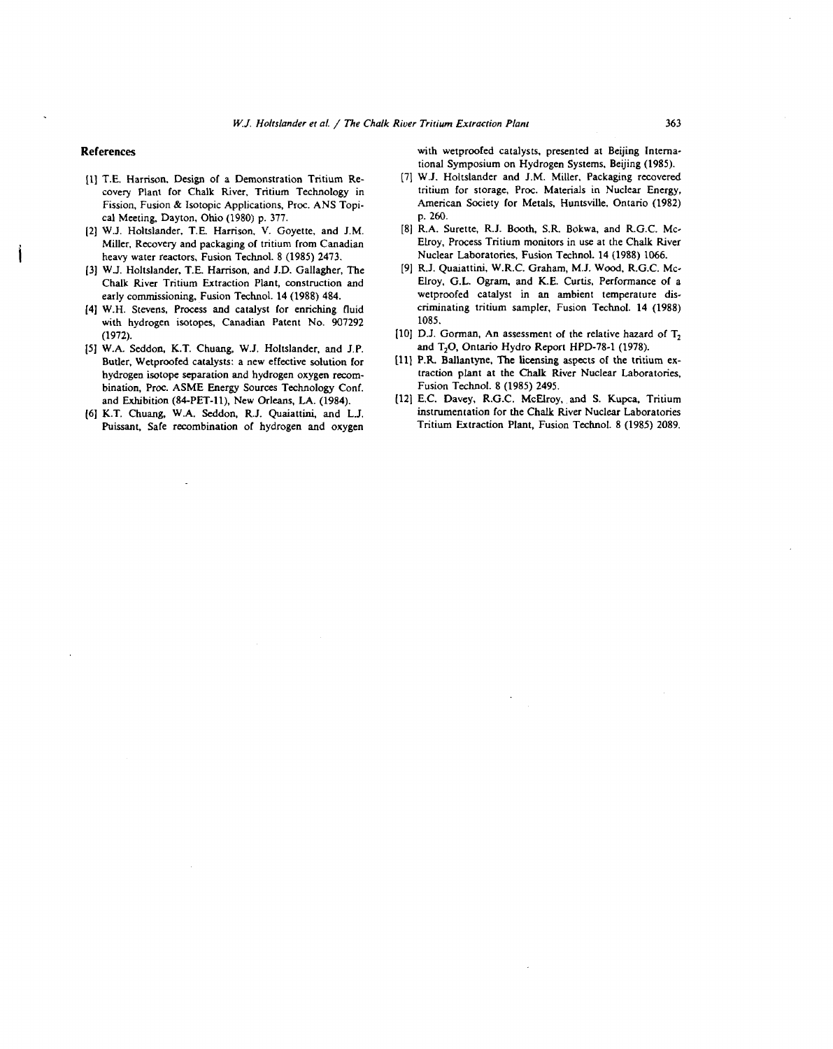## References

[1] T.E. Harrison, Design of a Demonstration Tritium Recovery Plant for Chalk River, Tritium Technology in Fission, Fusion & Isotopic Applications, Proc. ANS Topical Meeting, Dayton, Ohio (1980) p. 377.

[2] W.J. Holtslander, T.E. Harrison, V. Goyette, and J.M. Miller, Recovery and packaging of tritium from Canadian heavy water reactors, Fusion Technol. 8 (1985) 2473.

[3] W.J. Holtslander, T.E. Harrison, and J.D. Gallagher, The Chalk River Tritium Extraction Plant, construction and early commissioning, Fusion Technol. 14 (1988) 484.

[4] W.H. Stevens, Process and catalyst for enriching fluid with hydrogen isotopes, Canadian Patent No. 907292 (1972).

[5] W.A. Seddon, K.T. Chuang, W.J. Holtslander, and J.P. Butler, Wetproofed catalysts: a new effective solution for hydrogen isotope separation and hydrogen oxygen recombination, Proc. ASME Energy Sources Technology Conf. and Exhibition (84-PET-11), New Orleans, LA. (1984).

[6] K.T. Chuang, W.A. Seddon, R.J. Quaiattini, and L.J. Puissant, Safe recombination of hydrogen and oxygen with wetproofed catalysts, presented at Beijing International Symposium on Hydrogen Systems, Beijing (1985).

[7] W.J. Holtslander and J.M. Miller, Packaging recovered tritium for storage, Proc. Materials in Nuclear Energy, American Society for Metals, Huntsville, Ontario (1982) p. 260.

[8] R.A. Surette, R.J. Booth, S.R. Bokwa, and R.G.C. McElroy, Process Tritium monitors in use at the Chalk River Nuclear Laboratories, Fusion Technol. 14 (1988) 1066.

[9] R.J. Quaiattini, W.R.C. Graham, M.J. Wood, R.G.C. McElroy, G.L. Ogram, and K.E. Curtis, Performance of a wetproofed catalyst in an ambient temperature discriminating tritium sampler, Fusion Technol. 14 (1988) 1085.

[10] D.J. Gorman, An assessment of the relative hazard of $T_2$ and $T_2O$, Ontario Hydro Report HPD-78-1 (1978).

[11] P.R. Ballantyne, The licensing aspects of the tritium extraction plant at the Chalk River Nuclear Laboratories, Fusion Technol. 8 (1985) 2495.

[12] E.C. Davey, R.G.C. McElroy, and S. Kupca, Tritium instrumentation for the Chalk River Nuclear Laboratories Tritium Extraction Plant, Fusion Technol. 8 (1985) 2089.